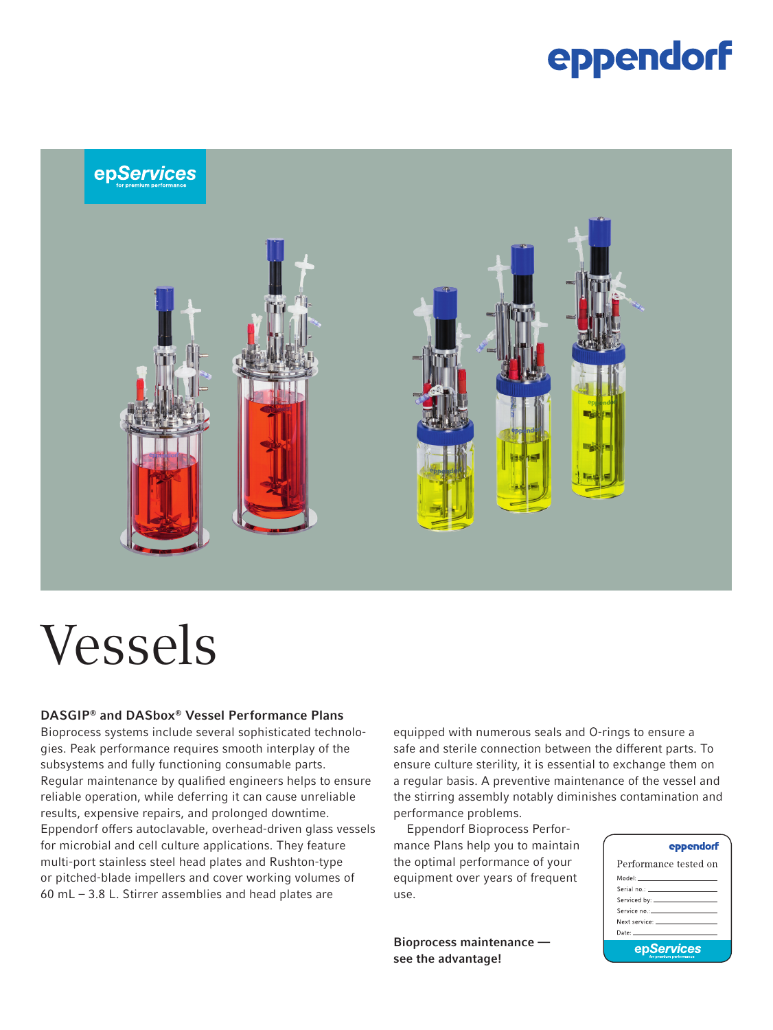eppendorf

epServices
for premium performance

# Vessels

### DASGIP® and DASbox® Vessel Performance Plans

Bioprocess systems include several sophisticated technologies. Peak performance requires smooth interplay of the subsystems and fully functioning consumable parts. Regular maintenance by qualified engineers helps to ensure reliable operation, while deferring it can cause unreliable results, expensive repairs, and prolonged downtime. Eppendorf offers autoclavable, overhead-driven glass vessels for microbial and cell culture applications. They feature multi-port stainless steel head plates and Rushton-type or pitched-blade impellers and cover working volumes of 60 mL – 3.8 L. Stirrer assemblies and head plates are equipped with numerous seals and O-rings to ensure a safe and sterile connection between the different parts. To ensure culture sterility, it is essential to exchange them on a regular basis. A preventive maintenance of the vessel and the stirring assembly notably diminishes contamination and performance problems.

Eppendorf Bioprocess Performance Plans help you to maintain the optimal performance of your equipment over years of frequent use.

**Bioprocess maintenance — see the advantage!**

eppendorf

Performance tested on

Model: \_\_\_\_\_\_\_\_\_\_
Serial no.: \_\_\_\_\_\_\_\_\_\_
Serviced by: \_\_\_\_\_\_\_\_\_\_
Service no.: \_\_\_\_\_\_\_\_\_\_
Next service: \_\_\_\_\_\_\_\_\_\_
Date: \_\_\_\_\_\_\_\_\_\_

epServices
for premium performance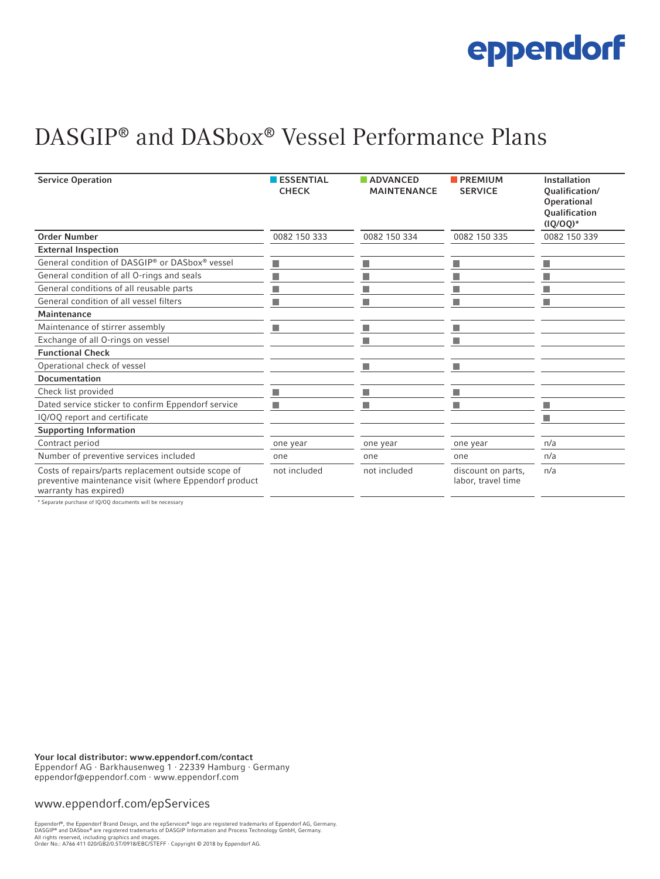eppendorf

# DASGIP® and DASbox® Vessel Performance Plans

| Service Operation | ESSENTIAL CHECK | ADVANCED MAINTENANCE | PREMIUM SERVICE | Installation Qualification/ Operational Qualification (IQ/OQ)* |
|---|---|---|---|---|
| **Order Number** | 0082 150 333 | 0082 150 334 | 0082 150 335 | 0082 150 339 |
| **External Inspection** | | | | |
| General condition of DASGIP® or DASbox® vessel | ■ | ■ | ■ | ■ |
| General condition of all O-rings and seals | ■ | ■ | ■ | ■ |
| General conditions of all reusable parts | ■ | ■ | ■ | ■ |
| General condition of all vessel filters | ■ | ■ | ■ | ■ |
| **Maintenance** | | | | |
| Maintenance of stirrer assembly | ■ | ■ | ■ | |
| Exchange of all O-rings on vessel | | ■ | ■ | |
| **Functional Check** | | | | |
| Operational check of vessel | | ■ | ■ | |
| **Documentation** | | | | |
| Check list provided | ■ | ■ | ■ | |
| Dated service sticker to confirm Eppendorf service | ■ | ■ | ■ | ■ |
| IQ/OQ report and certificate | | | | ■ |
| **Supporting Information** | | | | |
| Contract period | one year | one year | one year | n/a |
| Number of preventive services included | one | one | one | n/a |
| Costs of repairs/parts replacement outside scope of preventive maintenance visit (where Eppendorf product warranty has expired) | not included | not included | discount on parts, labor, travel time | n/a |

\* Separate purchase of IQ/OQ documents will be necessary

**Your local distributor: www.eppendorf.com/contact**
Eppendorf AG · Barkhausenweg 1 · 22339 Hamburg · Germany
eppendorf@eppendorf.com · www.eppendorf.com

www.eppendorf.com/epServices

Eppendorf®, the Eppendorf Brand Design, and the epServices® logo are registered trademarks of Eppendorf AG, Germany.
DASGIP® and DASbox® are registered trademarks of DASGIP Information and Process Technology GmbH, Germany.
All rights reserved, including graphics and images.
Order No.: A766 411 020/GB2/0.5T/0918/EBC/STEFF · Copyright © 2018 by Eppendorf AG.